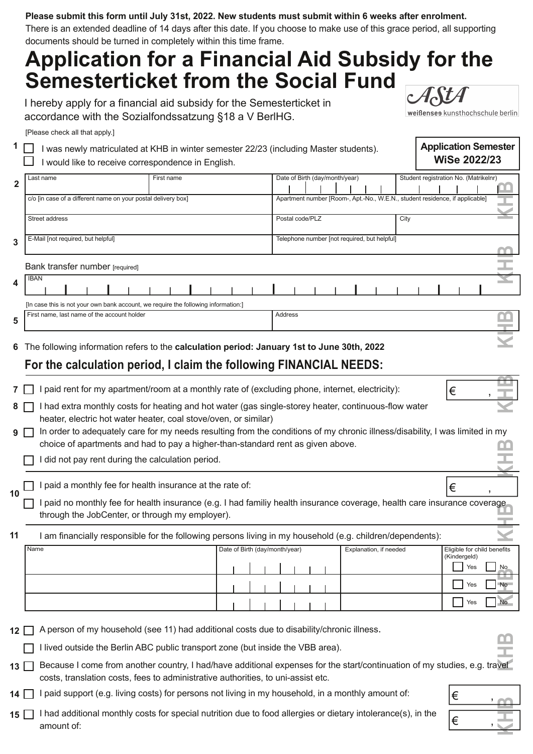**Please submit this form until July 31st, 2022. New students must submit within 6 weeks after enrolment.**
There is an extended deadline of 14 days after this date. If you choose to make use of this grace period, all supporting documents should be turned in completely within this time frame.

# Application for a Financial Aid Subsidy for the Semesterticket from the Social Fund

AStA weißensee kunsthochschule berlin

I hereby apply for a financial aid subsidy for the Semesterticket in accordance with the Sozialfondssatzung §18 a V BerlHG.

[Please check all that apply.]

**Application Semester WiSe 2022/23**

1 ☐ I was newly matriculated at KHB in winter semester 22/23 (including Master students).
☐ I would like to receive correspondence in English.

2

| Last name | First name | Date of Birth (day/month/year) | Student registration No. (Matrikelnr) |
|---|---|---|---|
| | | | |

| c/o [in case of a different name on your postal delivery box] | Apartment number [Room-, Apt.-No., W.E.N., student residence, if applicable] | |
|---|---|---|
| | | |

| Street address | Postal code/PLZ | City |
|---|---|---|
| | | |

3

| E-Mail [not required, but helpful] | Telephone number [not required, but helpful] |
|---|---|
| | |

Bank transfer number [required]

4

| IBAN |
|---|
| |

[In case this is not your own bank account, we require the following information:]

5

| First name, last name of the account holder | Address |
|---|---|
| | |

6 The following information refers to the **calculation period: January 1st to June 30th, 2022**

## For the calculation period, I claim the following FINANCIAL NEEDS:

7 ☐ I paid rent for my apartment/room at a monthly rate of (excluding phone, internet, electricity): € ,

8 ☐ I had extra monthly costs for heating and hot water (gas single-storey heater, continuous-flow water heater, electric hot water heater, coal stove/oven, or similar)

9 ☐ In order to adequately care for my needs resulting from the conditions of my chronic illness/disability, I was limited in my choice of apartments and had to pay a higher-than-standard rent as given above.

☐ I did not pay rent during the calculation period.

10 ☐ I paid a monthly fee for health insurance at the rate of: € ,

☐ I paid no monthly fee for health insurance (e.g. I had familiy health insurance coverage, health care insurance coverage through the JobCenter, or through my employer).

11 I am financially responsible for the following persons living in my household (e.g. children/dependents):

| Name | Date of Birth (day/month/year) | Explanation, if needed | Eligible for child benefits (Kindergeld) |
|---|---|---|---|
| | | | ☐ Yes ☐ No |
| | | | ☐ Yes ☐ No |
| | | | ☐ Yes ☐ No |

12 ☐ A person of my household (see 11) had additional costs due to disability/chronic illness.

☐ I lived outside the Berlin ABC public transport zone (but inside the VBB area).

13 ☐ Because I come from another country, I had/have additional expenses for the start/continuation of my studies, e.g. travel costs, translation costs, fees to administrative authorities, to uni-assist etc.

14 ☐ I paid support (e.g. living costs) for persons not living in my household, in a monthly amount of: € ,

15 ☐ I had additional monthly costs for special nutrition due to food allergies or dietary intolerance(s), in the amount of: € ,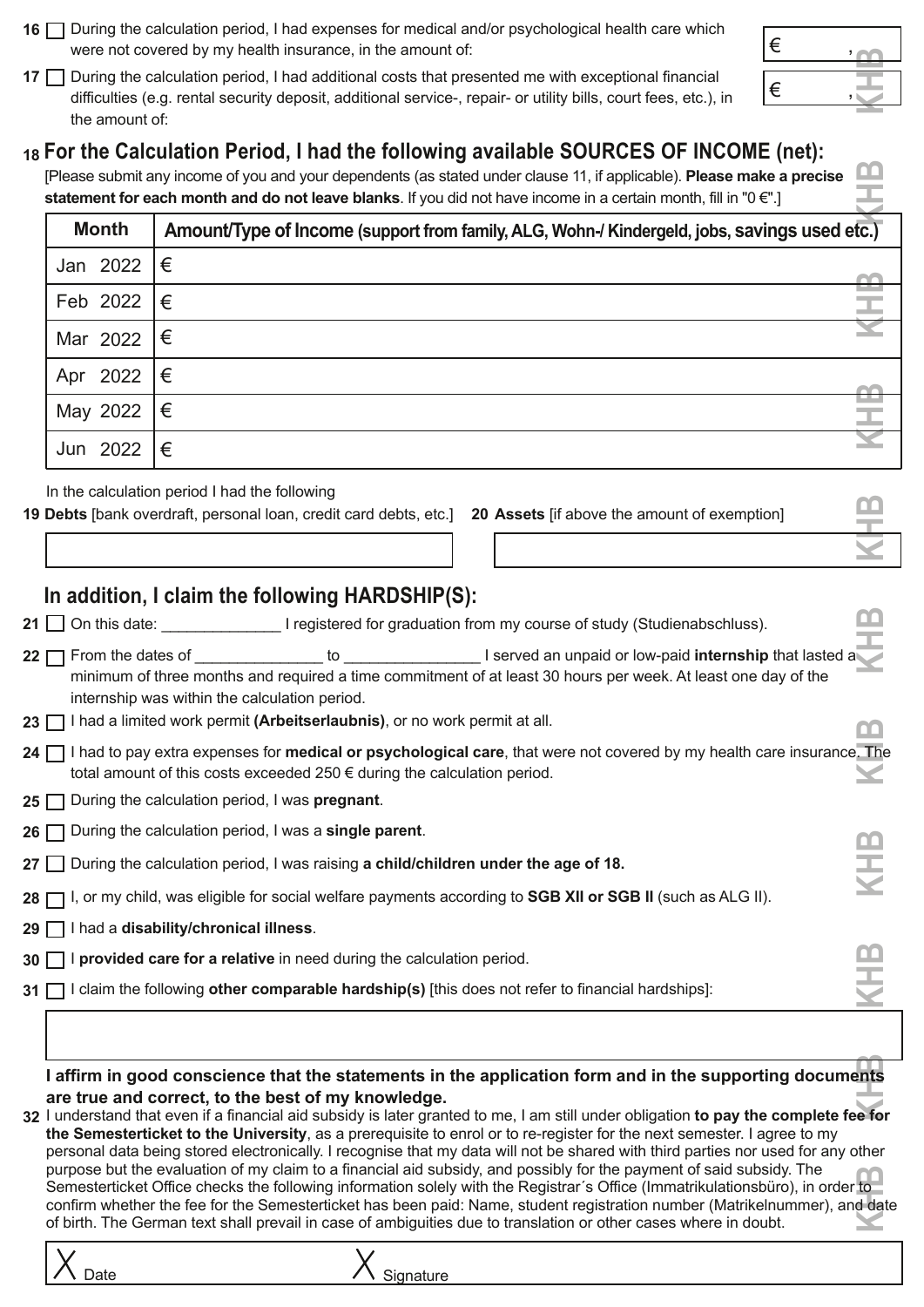16 ☐ During the calculation period, I had expenses for medical and/or psychological health care which were not covered by my health insurance, in the amount of: € ,

17 ☐ During the calculation period, I had additional costs that presented me with exceptional financial difficulties (e.g. rental security deposit, additional service-, repair- or utility bills, court fees, etc.), in the amount of: € ,

## 18 For the Calculation Period, I had the following available SOURCES OF INCOME (net):

[Please submit any income of you and your dependents (as stated under clause 11, if applicable). **Please make a precise statement for each month and do not leave blanks**. If you did not have income in a certain month, fill in "0 €".]

| Month | Amount/Type of Income (support from family, ALG, Wohn-/ Kindergeld, jobs, savings used etc.) |
|---|---|
| Jan 2022 | € |
| Feb 2022 | € |
| Mar 2022 | € |
| Apr 2022 | € |
| May 2022 | € |
| Jun 2022 | € |

In the calculation period I had the following

**19 Debts** [bank overdraft, personal loan, credit card debts, etc.]

**20 Assets** [if above the amount of exemption]

## In addition, I claim the following HARDSHIP(S):

21 ☐ On this date: ______________ I registered for graduation from my course of study (Studienabschluss).

22 ☐ From the dates of _______________ to ________________ I served an unpaid or low-paid **internship** that lasted a minimum of three months and required a time commitment of at least 30 hours per week. At least one day of the internship was within the calculation period.

23 ☐ I had a limited work permit **(Arbeitserlaubnis)**, or no work permit at all.

24 ☐ I had to pay extra expenses for **medical or psychological care**, that were not covered by my health care insurance. The total amount of this costs exceeded 250 € during the calculation period.

25 ☐ During the calculation period, I was **pregnant**.

26 ☐ During the calculation period, I was a **single parent**.

27 ☐ During the calculation period, I was raising **a child/children under the age of 18.**

28 ☐ I, or my child, was eligible for social welfare payments according to **SGB XII or SGB II** (such as ALG II).

29 ☐ I had a **disability/chronical illness**.

30 ☐ I **provided care for a relative** in need during the calculation period.

31 ☐ I claim the following **other comparable hardship(s)** [this does not refer to financial hardships]:

**I affirm in good conscience that the statements in the application form and in the supporting documents are true and correct, to the best of my knowledge.**

32 I understand that even if a financial aid subsidy is later granted to me, I am still under obligation **to pay the complete fee for the Semesterticket to the University**, as a prerequisite to enrol or to re-register for the next semester. I agree to my personal data being stored electronically. I recognise that my data will not be shared with third parties nor used for any other purpose but the evaluation of my claim to a financial aid subsidy, and possibly for the payment of said subsidy. The Semesterticket Office checks the following information solely with the Registrar´s Office (Immatrikulationsbüro), in order to confirm whether the fee for the Semesterticket has been paid: Name, student registration number (Matrikelnummer), and date of birth. The German text shall prevail in case of ambiguities due to translation or other cases where in doubt.

X Date X Signature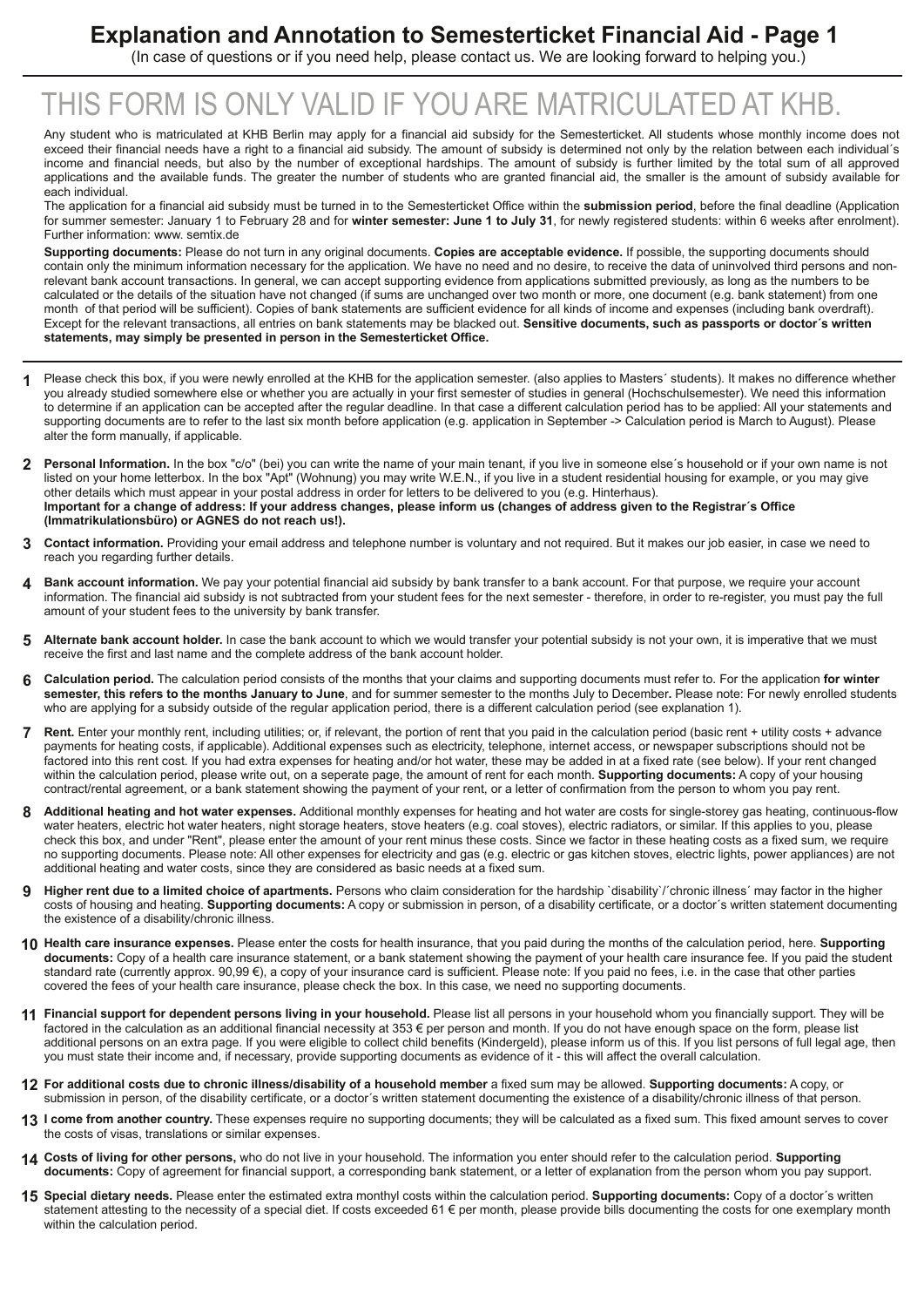# Explanation and Annotation to Semesterticket Financial Aid - Page 1

(In case of questions or if you need help, please contact us. We are looking forward to helping you.)

# THIS FORM IS ONLY VALID IF YOU ARE MATRICULATED AT KHB.

Any student who is matriculated at KHB Berlin may apply for a financial aid subsidy for the Semesterticket. All students whose monthly income does not exceed their financial needs have a right to a financial aid subsidy. The amount of subsidy is determined not only by the relation between each individual´s income and financial needs, but also by the number of exceptional hardships. The amount of subsidy is further limited by the total sum of all approved applications and the available funds. The greater the number of students who are granted financial aid, the smaller is the amount of subsidy available for each individual.

The application for a financial aid subsidy must be turned in to the Semesterticket Office within the **submission period**, before the final deadline (Application for summer semester: January 1 to February 28 and for **winter semester: June 1 to July 31**, for newly registered students: within 6 weeks after enrolment). Further information: www. semtix.de

**Supporting documents:** Please do not turn in any original documents. **Copies are acceptable evidence.** If possible, the supporting documents should contain only the minimum information necessary for the application. We have no need and no desire, to receive the data of uninvolved third persons and non-relevant bank account transactions. In general, we can accept supporting evidence from applications submitted previously, as long as the numbers to be calculated or the details of the situation have not changed (if sums are unchanged over two month or more, one document (e.g. bank statement) from one month of that period will be sufficient). Copies of bank statements are sufficient evidence for all kinds of income and expenses (including bank overdraft). Except for the relevant transactions, all entries on bank statements may be blacked out. **Sensitive documents, such as passports or doctor´s written statements, may simply be presented in person in the Semesterticket Office.**

---

**1** Please check this box, if you were newly enrolled at the KHB for the application semester. (also applies to Masters´ students). It makes no difference whether you already studied somewhere else or whether you are actually in your first semester of studies in general (Hochschulsemester). We need this information to determine if an application can be accepted after the regular deadline. In that case a different calculation period has to be applied: All your statements and supporting documents are to refer to the last six month before application (e.g. application in September -> Calculation period is March to August). Please alter the form manually, if applicable.

**2** **Personal Information.** In the box "c/o" (bei) you can write the name of your main tenant, if you live in someone else´s household or if your own name is not listed on your home letterbox. In the box "Apt" (Wohnung) you may write W.E.N., if you live in a student residential housing for example, or you may give other details which must appear in your postal address in order for letters to be delivered to you (e.g. Hinterhaus).
**Important for a change of address: If your address changes, please inform us (changes of address given to the Registrar´s Office (Immatrikulationsbüro) or AGNES do not reach us!).**

**3** **Contact information.** Providing your email address and telephone number is voluntary and not required. But it makes our job easier, in case we need to reach you regarding further details.

**4** **Bank account information.** We pay your potential financial aid subsidy by bank transfer to a bank account. For that purpose, we require your account information. The financial aid subsidy is not subtracted from your student fees for the next semester - therefore, in order to re-register, you must pay the full amount of your student fees to the university by bank transfer.

**5** **Alternate bank account holder.** In case the bank account to which we would transfer your potential subsidy is not your own, it is imperative that we must receive the first and last name and the complete address of the bank account holder.

**6** **Calculation period.** The calculation period consists of the months that your claims and supporting documents must refer to. For the application **for winter semester, this refers to the months January to June**, and for summer semester to the months July to December**.** Please note: For newly enrolled students who are applying for a subsidy outside of the regular application period, there is a different calculation period (see explanation 1).

**7** **Rent.** Enter your monthly rent, including utilities; or, if relevant, the portion of rent that you paid in the calculation period (basic rent + utility costs + advance payments for heating costs, if applicable). Additional expenses such as electricity, telephone, internet access, or newspaper subscriptions should not be factored into this rent cost. If you had extra expenses for heating and/or hot water, these may be added in at a fixed rate (see below). If your rent changed within the calculation period, please write out, on a seperate page, the amount of rent for each month. **Supporting documents:** A copy of your housing contract/rental agreement, or a bank statement showing the payment of your rent, or a letter of confirmation from the person to whom you pay rent.

**8** **Additional heating and hot water expenses.** Additional monthly expenses for heating and hot water are costs for single-storey gas heating, continuous-flow water heaters, electric hot water heaters, night storage heaters, stove heaters (e.g. coal stoves), electric radiators, or similar. If this applies to you, please check this box, and under "Rent", please enter the amount of your rent minus these costs. Since we factor in these heating costs as a fixed sum, we require no supporting documents. Please note: All other expenses for electricity and gas (e.g. electric or gas kitchen stoves, electric lights, power appliances) are not additional heating and water costs, since they are considered as basic needs at a fixed sum.

**9** **Higher rent due to a limited choice of apartments.** Persons who claim consideration for the hardship `disability`/´chronic illness´ may factor in the higher costs of housing and heating. **Supporting documents:** A copy or submission in person, of a disability certificate, or a doctor´s written statement documenting the existence of a disability/chronic illness.

**10** **Health care insurance expenses.** Please enter the costs for health insurance, that you paid during the months of the calculation period, here. **Supporting documents:** Copy of a health care insurance statement, or a bank statement showing the payment of your health care insurance fee. If you paid the student standard rate (currently approx. 90,99 €), a copy of your insurance card is sufficient. Please note: If you paid no fees, i.e. in the case that other parties covered the fees of your health care insurance, please check the box. In this case, we need no supporting documents.

**11** **Financial support for dependent persons living in your household.** Please list all persons in your household whom you financially support. They will be factored in the calculation as an additional financial necessity at 353 € per person and month. If you do not have enough space on the form, please list additional persons on an extra page. If you were eligible to collect child benefits (Kindergeld), please inform us of this. If you list persons of full legal age, then you must state their income and, if necessary, provide supporting documents as evidence of it - this will affect the overall calculation.

**12** **For additional costs due to chronic illness/disability of a household member** a fixed sum may be allowed. **Supporting documents:** A copy, or submission in person, of the disability certificate, or a doctor´s written statement documenting the existence of a disability/chronic illness of that person.

**13** **I come from another country.** These expenses require no supporting documents; they will be calculated as a fixed sum. This fixed amount serves to cover the costs of visas, translations or similar expenses.

**14** **Costs of living for other persons,** who do not live in your household. The information you enter should refer to the calculation period. **Supporting documents:** Copy of agreement for financial support, a corresponding bank statement, or a letter of explanation from the person whom you pay support.

**15** **Special dietary needs.** Please enter the estimated extra monthyl costs within the calculation period. **Supporting documents:** Copy of a doctor´s written statement attesting to the necessity of a special diet. If costs exceeded 61 € per month, please provide bills documenting the costs for one exemplary month within the calculation period.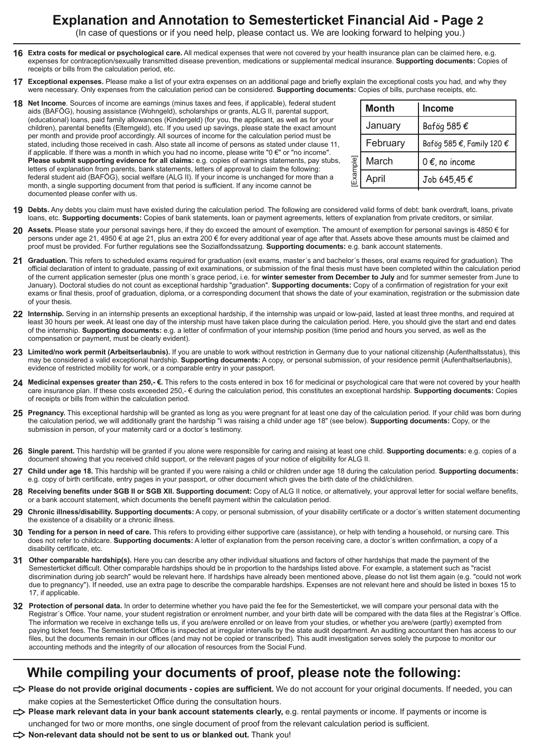# Explanation and Annotation to Semesterticket Financial Aid - Page 2

(In case of questions or if you need help, please contact us. We are looking forward to helping you.)

**16 Extra costs for medical or psychological care.** All medical expenses that were not covered by your health insurance plan can be claimed here, e.g. expenses for contraception/sexually transmitted disease prevention, medications or supplemental medical insurance. **Supporting documents:** Copies of receipts or bills from the calculation period, etc.

**17 Exceptional expenses.** Please make a list of your extra expenses on an additional page and briefly explain the exceptional costs you had, and why they were necessary. Only expenses from the calculation period can be considered. **Supporting documents:** Copies of bills, purchase receipts, etc.

**18 Net Income**. Sources of income are earnings (minus taxes and fees, if applicable), federal student aids (BAFÖG), housing assistance (Wohngeld), scholarships or grants, ALG II, parental support, (educational) loans, paid family allowances (Kindergeld) (for you, the applicant, as well as for your children), parental benefits (Elterngeld), etc. If you used up savings, please state the exact amount per month and provide proof accordingly. All sources of income for the calculation period must be stated, including those received in cash. Also state all income of persons as stated under clause 11, if applicable. If there was a month in which you had no income, please write "0 €" or "no income". **Please submit supporting evidence for all claims:** e.g. copies of earnings statements, pay stubs, letters of explanation from parents, bank statements, letters of approval to claim the following: federal student aid (BAFÖG), social welfare (ALG II). If your income is unchanged for more than a month, a single supporting document from that period is sufficient. If any income cannot be documented please confer with us.

[Example]

| Month | Income |
|---|---|
| January | Bafög 585 € |
| February | Bafög 585 €, Family 120 € |
| March | 0 €, no income |
| April | Job 645,45 € |

**19 Debts.** Any debts you claim must have existed during the calculation period. The following are considered valid forms of debt: bank overdraft, loans, private loans, etc. **Supporting documents:** Copies of bank statements, loan or payment agreements, letters of explanation from private creditors, or similar.

**20 Assets.** Please state your personal savings here, if they do exceed the amount of exemption. The amount of exemption for personal savings is 4850 € for persons under age 21, 4950 € at age 21, plus an extra 200 € for every additional year of age after that. Assets above these amounts must be claimed and proof must be provided. For further regulations see the Sozialfondssatzung. **Supporting documents:** e.g. bank account statements.

**21 Graduation.** This refers to scheduled exams required for graduation (exit exams, master´s and bachelor´s theses, oral exams required for graduation). The official declaration of intent to graduate, passing of exit examinations, or submission of the final thesis must have been completed within the calculation period of the current application semester (plus one month´s grace period, i.e. for **winter semester from December to July** and for summer semester from June to January). Doctoral studies do not count as exceptional hardship "graduation". **Supporting documents:** Copy of a confirmation of registration for your exit exams or final thesis, proof of graduation, diploma, or a corresponding document that shows the date of your examination, registration or the submission date of your thesis.

**22 Internship.** Serving in an internship presents an exceptional hardship, if the internship was unpaid or low-paid, lasted at least three months, and required at least 30 hours per week. At least one day of the intership must have taken place during the calculation period. Here, you should give the start and end dates of the internship. **Supporting documents:** e.g. a letter of confirmation of your internship position (time period and hours you served, as well as the compensation or payment, must be clearly evident).

**23 Limited/no work permit (Arbeitserlaubnis).** If you are unable to work without restriction in Germany due to your national citizenship (Aufenthaltsstatus), this may be considered a valid exceptional hardship. **Supporting documents:** A copy, or personal submission, of your residence permit (Aufenthaltserlaubnis), evidence of restricted mobility for work, or a comparable entry in your passport.

**24 Medicinal expenses greater than 250,- €.** This refers to the costs entered in box 16 for medicinal or psychological care that were not covered by your health care insurance plan. If these costs exceeded 250,- € during the calculation period, this constitutes an exceptional hardship. **Supporting documents:** Copies of receipts or bills from within the calculation period.

**25 Pregnancy.** This exceptional hardship will be granted as long as you were pregnant for at least one day of the calculation period. If your child was born during the calculation period, we will additionally grant the hardship "I was raising a child under age 18" (see below). **Supporting documents:** Copy, or the submission in person, of your maternity card or a doctor´s testimony.

**26 Single parent.** This hardship will be granted if you alone were responsible for caring and raising at least one child. **Supporting documents:** e.g. copies of a document showing that you received child support, or the relevant pages of your notice of eligibility for ALG II.

**27 Child under age 18.** This hardship will be granted if you were raising a child or children under age 18 during the calculation period. **Supporting documents:** e.g. copy of birth certificate, entry pages in your passport, or other document which gives the birth date of the child/children.

**28 Receiving benefits under SGB II or SGB XII. Supporting document:** Copy of ALG II notice, or alternatively, your approval letter for social welfare benefits, or a bank account statement, which documents the benefit payment within the calculation period.

**29 Chronic illness/disability. Supporting documents:** A copy, or personal submission, of your disability certificate or a doctor´s written statement documenting the existence of a disability or a chronic illness.

**30 Tending for a person in need of care.** This refers to providing either supportive care (assistance), or help with tending a household, or nursing care. This does not refer to childcare. **Supporting documents:** A letter of explanation from the person receiving care, a doctor´s written confirmation, a copy of a disability certificate, etc.

**31 Other comparable hardship(s).** Here you can describe any other individual situations and factors of other hardships that made the payment of the Semesterticket difficult. Other comparable hardships should be in proportion to the hardships listed above. For example, a statement such as "racist discrimination during job search" would be relevant here. If hardships have already been mentioned above, please do not list them again (e.g. "could not work due to pregnancy"). If needed, use an extra page to describe the comparable hardships. Expenses are not relevant here and should be listed in boxes 15 to 17, if applicable.

**32 Protection of personal data.** In order to determine whether you have paid the fee for the Semesterticket, we will compare your personal data with the Registrar´s Office. Your name, your student registration or enrolment number, and your birth date will be compared with the data files at the Registrar´s Office. The information we receive in exchange tells us, if you are/were enrolled or on leave from your studies, or whether you are/were (partly) exempted from paying ticket fees. The Semesterticket Office is inspected at irregular intervalls by the state audit department. An auditing accountant then has access to our files, but the documents remain in our offices (and may not be copied or transcribed). This audit investigation serves solely the purpose to monitor our accounting methods and the integrity of our allocation of resources from the Social Fund.

## While compiling your documents of proof, please note the following:

- **Please do not provide original documents - copies are sufficient.** We do not account for your original documents. If needed, you can make copies at the Semesterticket Office during the consultation hours.
- **Please mark relevant data in your bank account statements clearly,** e.g. rental payments or income. If payments or income is unchanged for two or more months, one single document of proof from the relevant calculation period is sufficient.
- **Non-relevant data should not be sent to us or blanked out.** Thank you!